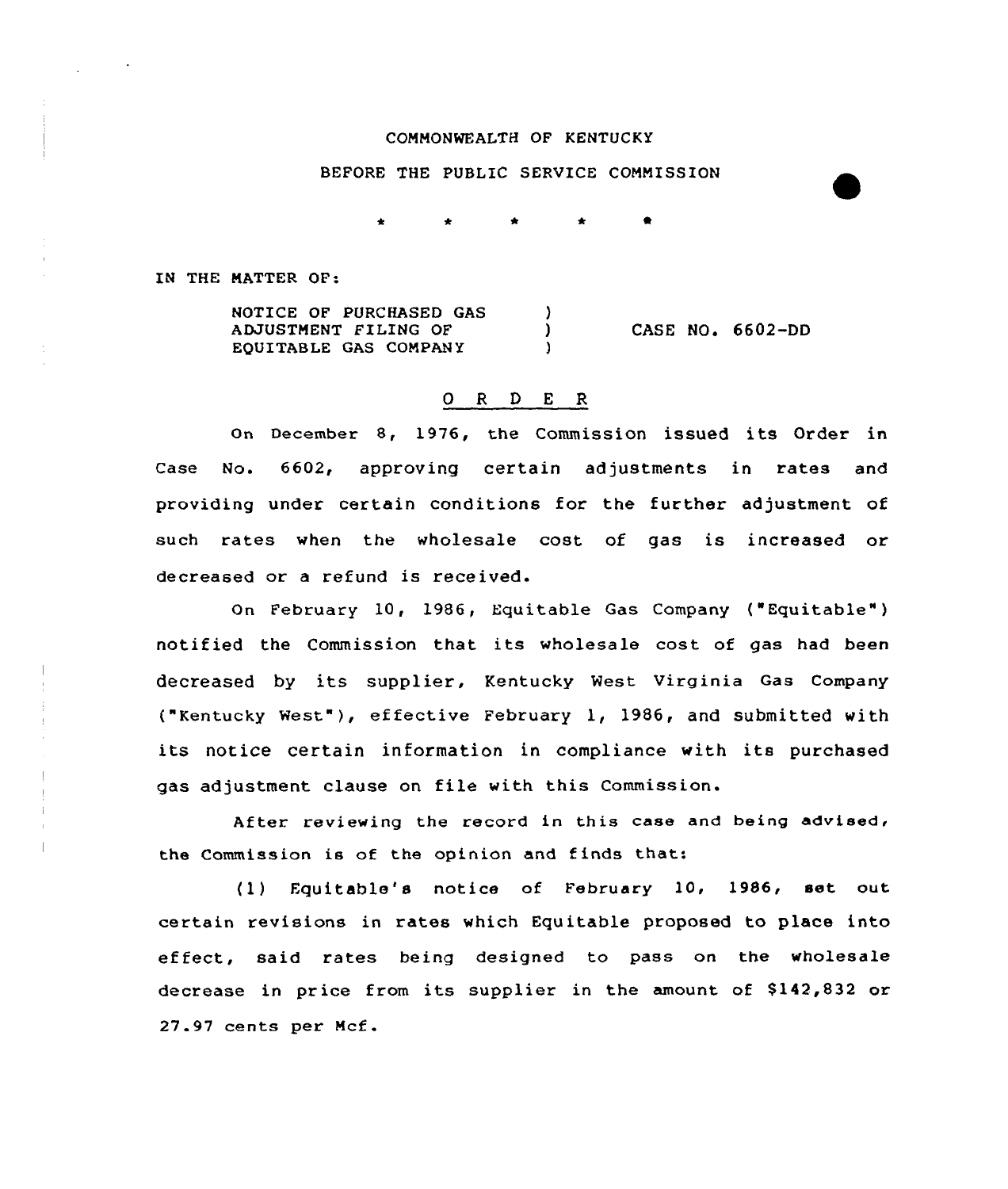COMMONWEALTH OF KENTUCKY

BEFORE THE PUBLIC SERVICE COMMISSION

\* \* \* \* \*

IN THE MATTER OF:

| | | |
|---|---|---|
| NOTICE OF PURCHASED GAS | ) | |
| ADJUSTMENT FILING OF | ) | CASE NO. 6602-DD |
| EQUITABLE GAS COMPANY | ) | |

## O R D E R

On December 8, 1976, the Commission issued its Order in Case No. 6602, approving certain adjustments in rates and providing under certain conditions for the further adjustment of such rates when the wholesale cost of gas is increased or decreased or a refund is received.

On February 10, 1986, Equitable Gas Company ("Equitable") notified the Commission that its wholesale cost of gas had been decreased by its supplier, Kentucky West Virginia Gas Company ("Kentucky West"), effective February 1, 1986, and submitted with its notice certain information in compliance with its purchased gas adjustment clause on file with this Commission.

After reviewing the record in this case and being advised, the Commission is of the opinion and finds that:

(1) Equitable's notice of February 10, 1986, set out certain revisions in rates which Equitable proposed to place into effect, said rates being designed to pass on the wholesale decrease in price from its supplier in the amount of $142,832 or 27.97 cents per Mcf.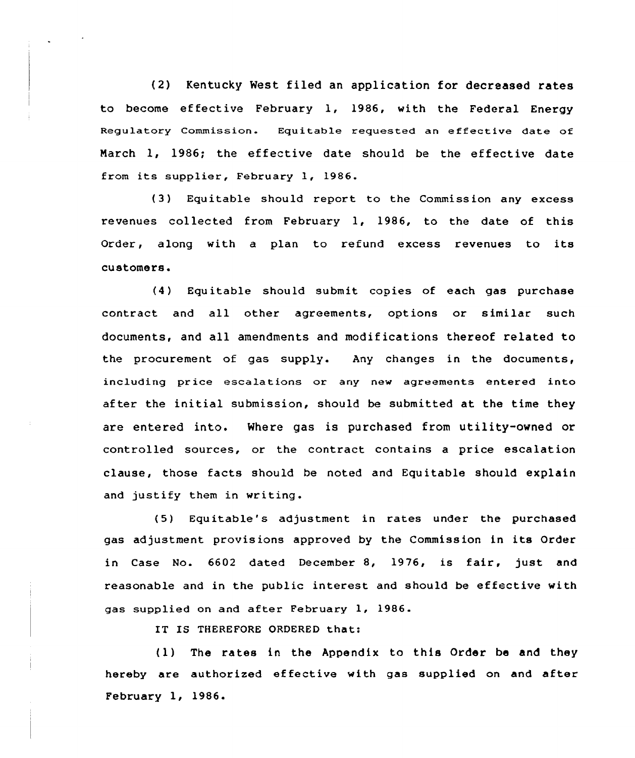(2) Kentucky West filed an application for decreased rates to become effective February 1, 1986, with the Federal Energy Regulatory Commission. Equitable requested an effective date of March 1, 1986; the effective date should be the effective date from its supplier, February 1, 1986.

(3) Equitable should report to the Commission any excess revenues collected from February 1, 1986, to the date of this Order, along with a plan to refund excess revenues to its customers.

(4) Equitable should submit copies of each gas purchase contract and all other agreements, options or similar such documents, and all amendments and modifications thereof related to the procurement of gas supply. Any changes in the documents, including price escalations or any new agreements entered into after the initial submission, should be submitted at the time they are entered into. Where gas is purchased from utility-owned or controlled sources, or the contract contains a price escalation clause, those facts should be noted and Equitable should explain and justify them in writing.

(5) Equitable's adjustment in rates under the purchased gas adjustment provisions approved by the Commission in its Order in Case No. 6602 dated December 8, 1976, is fair, just and reasonable and in the public interest and should be effective with gas supplied on and after February 1, 1986.

IT IS THEREFORE ORDERED that:

(1) The rates in the Appendix to this Order be and they hereby are authorized effective with gas supplied on and after February 1, 1986.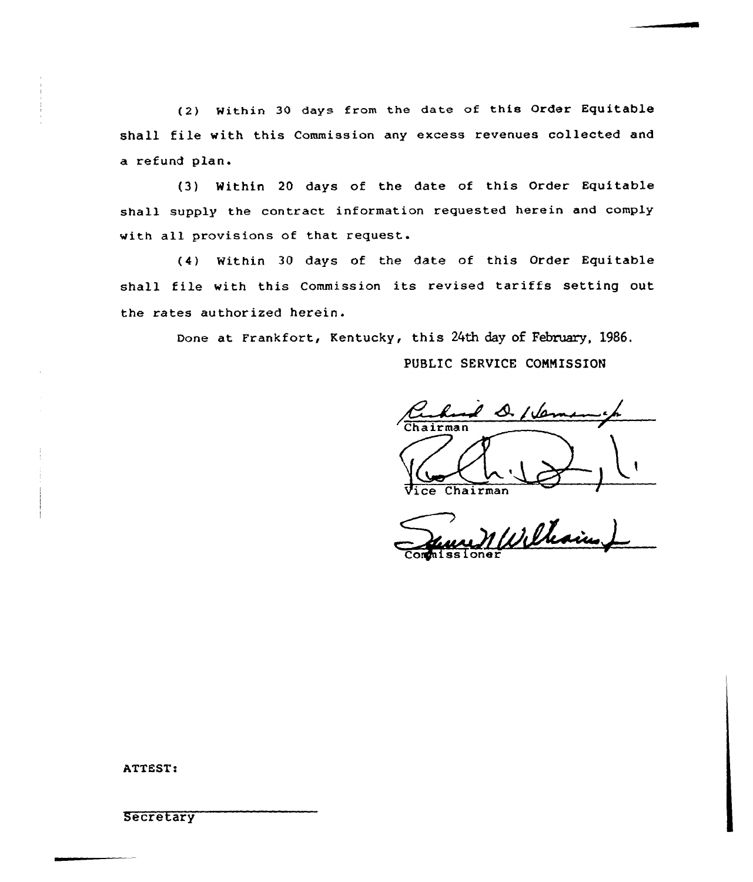(2) Within 30 days from the date of this Order Equitable shall file with this Commission any excess revenues collected and a refund plan.

(3) Within 20 days of the date of this Order Equitable shall supply the contract information requested herein and comply with all provisions of that request.

(4) Within 30 days of the date of this Order Equitable shall file with this Commission its revised tariffs setting out the rates authorized herein.

Done at Frankfort, Kentucky, this 24th day of February, 1986.

PUBLIC SERVICE COMMISSION

Chairman

Vice Chairman

Commissioner

ATTEST:

Secretary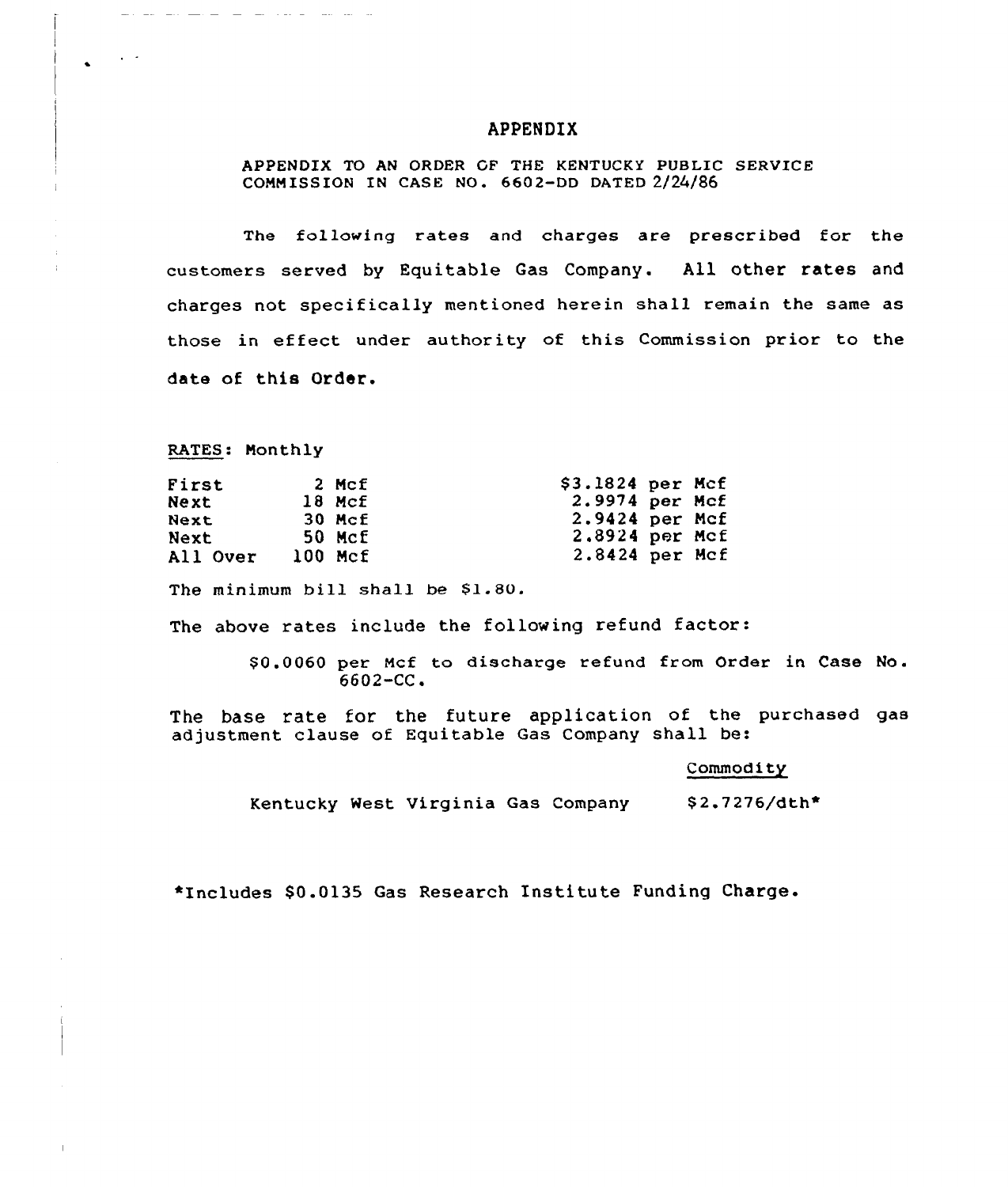# APPENDIX

APPENDIX TO AN ORDER OF THE KENTUCKY PUBLIC SERVICE COMMISSION IN CASE NO. 6602-DD DATED 2/24/86

The following rates and charges are prescribed for the customers served by Equitable Gas Company. All other rates and charges not specifically mentioned herein shall remain the same as those in effect under authority of this Commission prior to the date of this Order.

RATES: Monthly

| | | |
|---|---|---|
| First | 2 Mcf | $3.1824 per Mcf |
| Next | 18 Mcf | 2.9974 per Mcf |
| Next | 30 Mcf | 2.9424 per Mcf |
| Next | 50 Mcf | 2.8924 per Mcf |
| All Over | 100 Mcf | 2.8424 per Mcf |

The minimum bill shall be $1.80.

The above rates include the following refund factor:

> $0.0060 per Mcf to discharge refund from Order in Case No. 6602-CC.

The base rate for the future application of the purchased gas adjustment clause of Equitable Gas Company shall be:

| | Commodity |
|---|---|
| Kentucky West Virginia Gas Company | $2.7276/dth* |

*Includes $0.0135 Gas Research Institute Funding Charge.